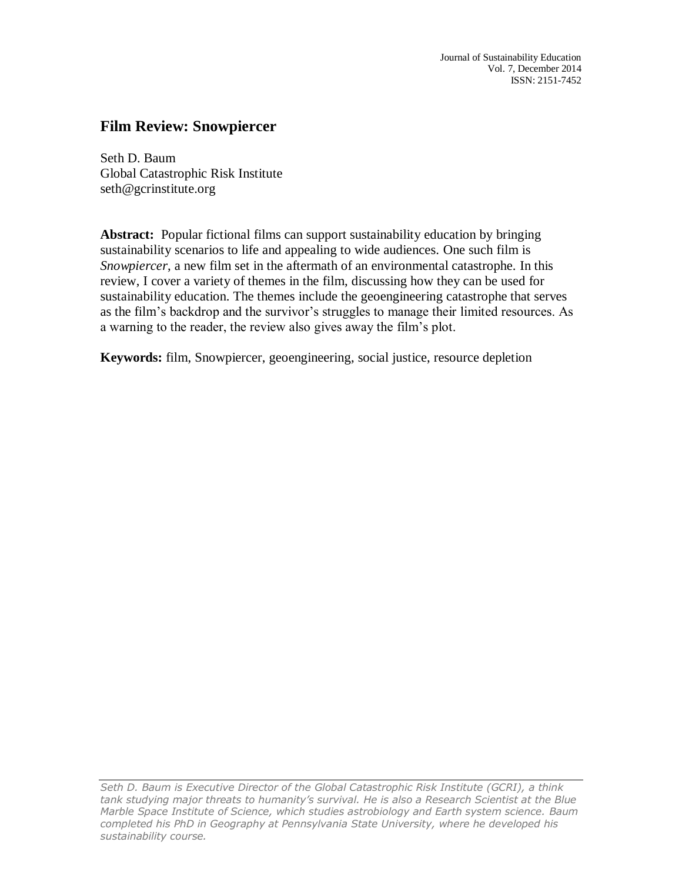# Film Review: Snowpiercer

Seth D. Baum
Global Catastrophic Risk Institute
seth@gcrinstitute.org

**Abstract:** Popular fictional films can support sustainability education by bringing sustainability scenarios to life and appealing to wide audiences. One such film is *Snowpiercer*, a new film set in the aftermath of an environmental catastrophe. In this review, I cover a variety of themes in the film, discussing how they can be used for sustainability education. The themes include the geoengineering catastrophe that serves as the film's backdrop and the survivor's struggles to manage their limited resources. As a warning to the reader, the review also gives away the film's plot.

**Keywords:** film, Snowpiercer, geoengineering, social justice, resource depletion

---

*Seth D. Baum is Executive Director of the Global Catastrophic Risk Institute (GCRI), a think tank studying major threats to humanity's survival. He is also a Research Scientist at the Blue Marble Space Institute of Science, which studies astrobiology and Earth system science. Baum completed his PhD in Geography at Pennsylvania State University, where he developed his sustainability course.*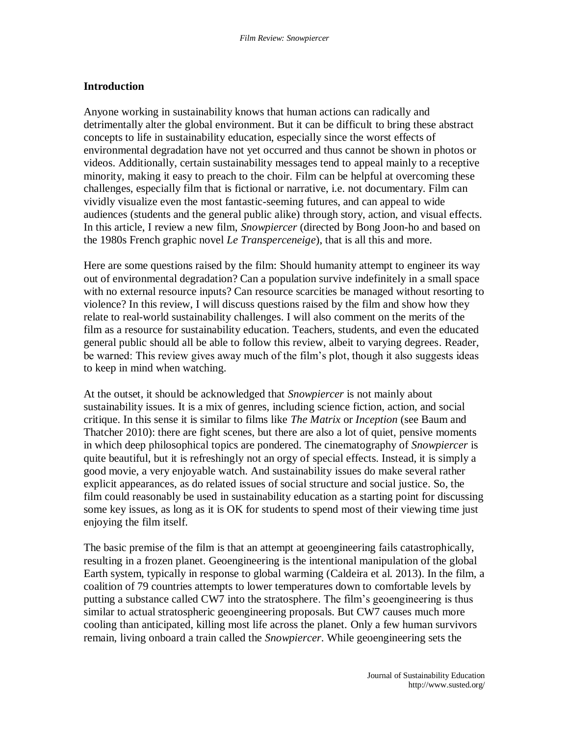## Introduction

Anyone working in sustainability knows that human actions can radically and detrimentally alter the global environment. But it can be difficult to bring these abstract concepts to life in sustainability education, especially since the worst effects of environmental degradation have not yet occurred and thus cannot be shown in photos or videos. Additionally, certain sustainability messages tend to appeal mainly to a receptive minority, making it easy to preach to the choir. Film can be helpful at overcoming these challenges, especially film that is fictional or narrative, i.e. not documentary. Film can vividly visualize even the most fantastic-seeming futures, and can appeal to wide audiences (students and the general public alike) through story, action, and visual effects. In this article, I review a new film, *Snowpiercer* (directed by Bong Joon-ho and based on the 1980s French graphic novel *Le Transperceneige*), that is all this and more.

Here are some questions raised by the film: Should humanity attempt to engineer its way out of environmental degradation? Can a population survive indefinitely in a small space with no external resource inputs? Can resource scarcities be managed without resorting to violence? In this review, I will discuss questions raised by the film and show how they relate to real-world sustainability challenges. I will also comment on the merits of the film as a resource for sustainability education. Teachers, students, and even the educated general public should all be able to follow this review, albeit to varying degrees. Reader, be warned: This review gives away much of the film's plot, though it also suggests ideas to keep in mind when watching.

At the outset, it should be acknowledged that *Snowpiercer* is not mainly about sustainability issues. It is a mix of genres, including science fiction, action, and social critique. In this sense it is similar to films like *The Matrix* or *Inception* (see Baum and Thatcher 2010): there are fight scenes, but there are also a lot of quiet, pensive moments in which deep philosophical topics are pondered. The cinematography of *Snowpiercer* is quite beautiful, but it is refreshingly not an orgy of special effects. Instead, it is simply a good movie, a very enjoyable watch. And sustainability issues do make several rather explicit appearances, as do related issues of social structure and social justice. So, the film could reasonably be used in sustainability education as a starting point for discussing some key issues, as long as it is OK for students to spend most of their viewing time just enjoying the film itself.

The basic premise of the film is that an attempt at geoengineering fails catastrophically, resulting in a frozen planet. Geoengineering is the intentional manipulation of the global Earth system, typically in response to global warming (Caldeira et al. 2013). In the film, a coalition of 79 countries attempts to lower temperatures down to comfortable levels by putting a substance called CW7 into the stratosphere. The film's geoengineering is thus similar to actual stratospheric geoengineering proposals. But CW7 causes much more cooling than anticipated, killing most life across the planet. Only a few human survivors remain, living onboard a train called the *Snowpiercer*. While geoengineering sets the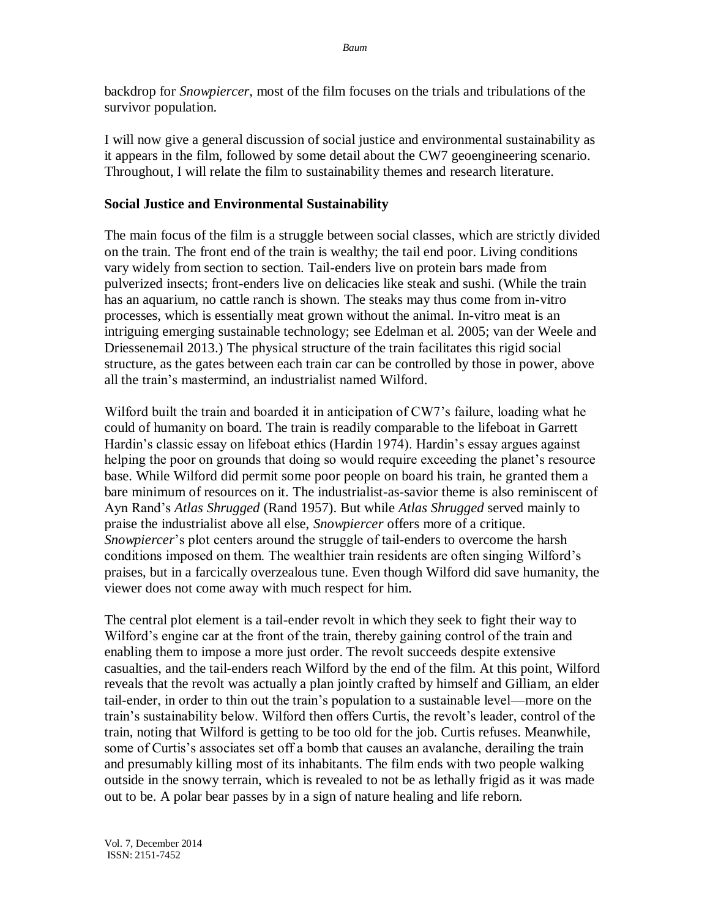backdrop for *Snowpiercer*, most of the film focuses on the trials and tribulations of the survivor population.

I will now give a general discussion of social justice and environmental sustainability as it appears in the film, followed by some detail about the CW7 geoengineering scenario. Throughout, I will relate the film to sustainability themes and research literature.

### Social Justice and Environmental Sustainability

The main focus of the film is a struggle between social classes, which are strictly divided on the train. The front end of the train is wealthy; the tail end poor. Living conditions vary widely from section to section. Tail-enders live on protein bars made from pulverized insects; front-enders live on delicacies like steak and sushi. (While the train has an aquarium, no cattle ranch is shown. The steaks may thus come from in-vitro processes, which is essentially meat grown without the animal. In-vitro meat is an intriguing emerging sustainable technology; see Edelman et al. 2005; van der Weele and Driessenemail 2013.) The physical structure of the train facilitates this rigid social structure, as the gates between each train car can be controlled by those in power, above all the train's mastermind, an industrialist named Wilford.

Wilford built the train and boarded it in anticipation of CW7's failure, loading what he could of humanity on board. The train is readily comparable to the lifeboat in Garrett Hardin's classic essay on lifeboat ethics (Hardin 1974). Hardin's essay argues against helping the poor on grounds that doing so would require exceeding the planet's resource base. While Wilford did permit some poor people on board his train, he granted them a bare minimum of resources on it. The industrialist-as-savior theme is also reminiscent of Ayn Rand's *Atlas Shrugged* (Rand 1957). But while *Atlas Shrugged* served mainly to praise the industrialist above all else, *Snowpiercer* offers more of a critique. *Snowpiercer*'s plot centers around the struggle of tail-enders to overcome the harsh conditions imposed on them. The wealthier train residents are often singing Wilford's praises, but in a farcically overzealous tune. Even though Wilford did save humanity, the viewer does not come away with much respect for him.

The central plot element is a tail-ender revolt in which they seek to fight their way to Wilford's engine car at the front of the train, thereby gaining control of the train and enabling them to impose a more just order. The revolt succeeds despite extensive casualties, and the tail-enders reach Wilford by the end of the film. At this point, Wilford reveals that the revolt was actually a plan jointly crafted by himself and Gilliam, an elder tail-ender, in order to thin out the train's population to a sustainable level—more on the train's sustainability below. Wilford then offers Curtis, the revolt's leader, control of the train, noting that Wilford is getting to be too old for the job. Curtis refuses. Meanwhile, some of Curtis's associates set off a bomb that causes an avalanche, derailing the train and presumably killing most of its inhabitants. The film ends with two people walking outside in the snowy terrain, which is revealed to not be as lethally frigid as it was made out to be. A polar bear passes by in a sign of nature healing and life reborn.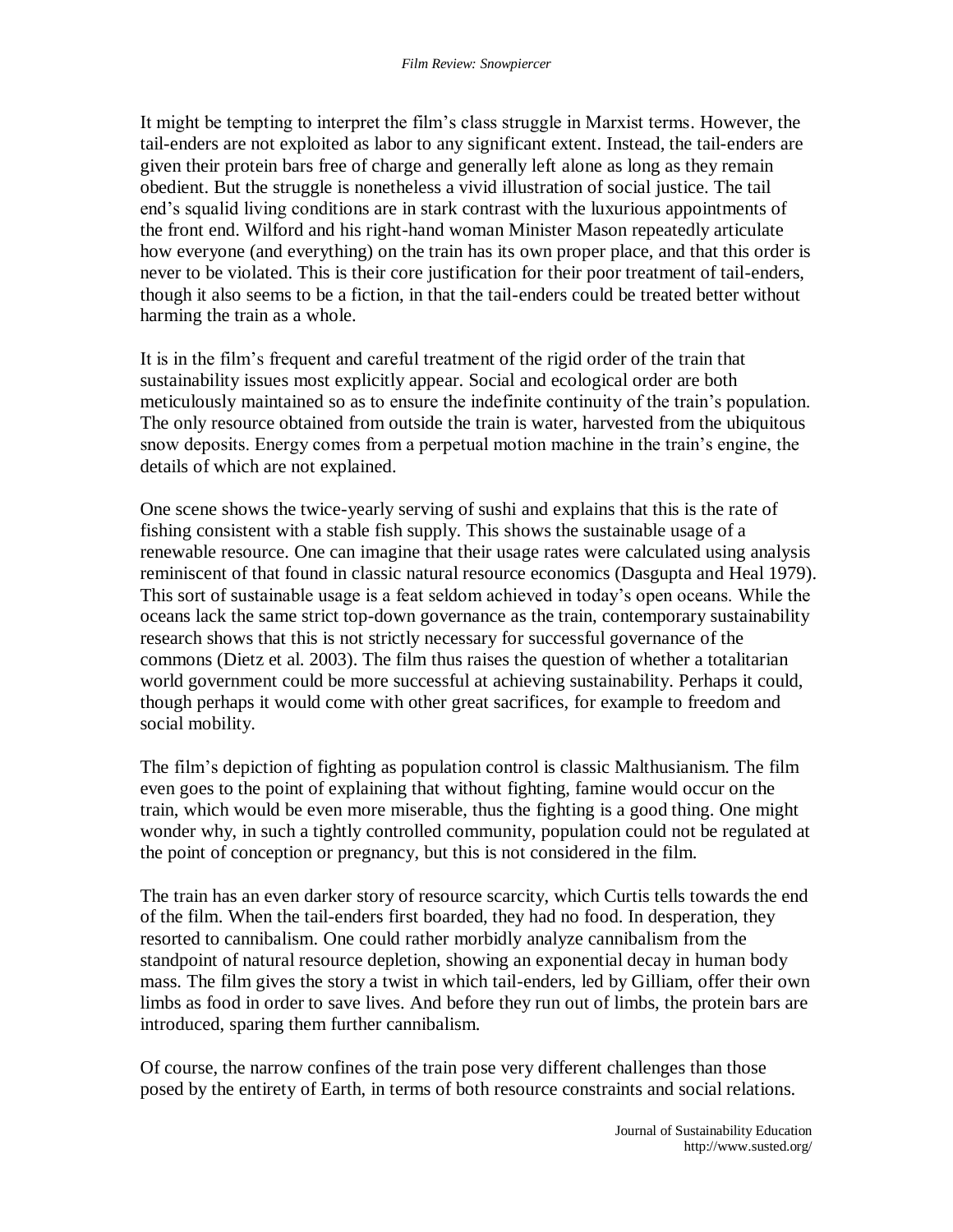It might be tempting to interpret the film's class struggle in Marxist terms. However, the tail-enders are not exploited as labor to any significant extent. Instead, the tail-enders are given their protein bars free of charge and generally left alone as long as they remain obedient. But the struggle is nonetheless a vivid illustration of social justice. The tail end's squalid living conditions are in stark contrast with the luxurious appointments of the front end. Wilford and his right-hand woman Minister Mason repeatedly articulate how everyone (and everything) on the train has its own proper place, and that this order is never to be violated. This is their core justification for their poor treatment of tail-enders, though it also seems to be a fiction, in that the tail-enders could be treated better without harming the train as a whole.

It is in the film's frequent and careful treatment of the rigid order of the train that sustainability issues most explicitly appear. Social and ecological order are both meticulously maintained so as to ensure the indefinite continuity of the train's population. The only resource obtained from outside the train is water, harvested from the ubiquitous snow deposits. Energy comes from a perpetual motion machine in the train's engine, the details of which are not explained.

One scene shows the twice-yearly serving of sushi and explains that this is the rate of fishing consistent with a stable fish supply. This shows the sustainable usage of a renewable resource. One can imagine that their usage rates were calculated using analysis reminiscent of that found in classic natural resource economics (Dasgupta and Heal 1979). This sort of sustainable usage is a feat seldom achieved in today's open oceans. While the oceans lack the same strict top-down governance as the train, contemporary sustainability research shows that this is not strictly necessary for successful governance of the commons (Dietz et al. 2003). The film thus raises the question of whether a totalitarian world government could be more successful at achieving sustainability. Perhaps it could, though perhaps it would come with other great sacrifices, for example to freedom and social mobility.

The film's depiction of fighting as population control is classic Malthusianism. The film even goes to the point of explaining that without fighting, famine would occur on the train, which would be even more miserable, thus the fighting is a good thing. One might wonder why, in such a tightly controlled community, population could not be regulated at the point of conception or pregnancy, but this is not considered in the film.

The train has an even darker story of resource scarcity, which Curtis tells towards the end of the film. When the tail-enders first boarded, they had no food. In desperation, they resorted to cannibalism. One could rather morbidly analyze cannibalism from the standpoint of natural resource depletion, showing an exponential decay in human body mass. The film gives the story a twist in which tail-enders, led by Gilliam, offer their own limbs as food in order to save lives. And before they run out of limbs, the protein bars are introduced, sparing them further cannibalism.

Of course, the narrow confines of the train pose very different challenges than those posed by the entirety of Earth, in terms of both resource constraints and social relations.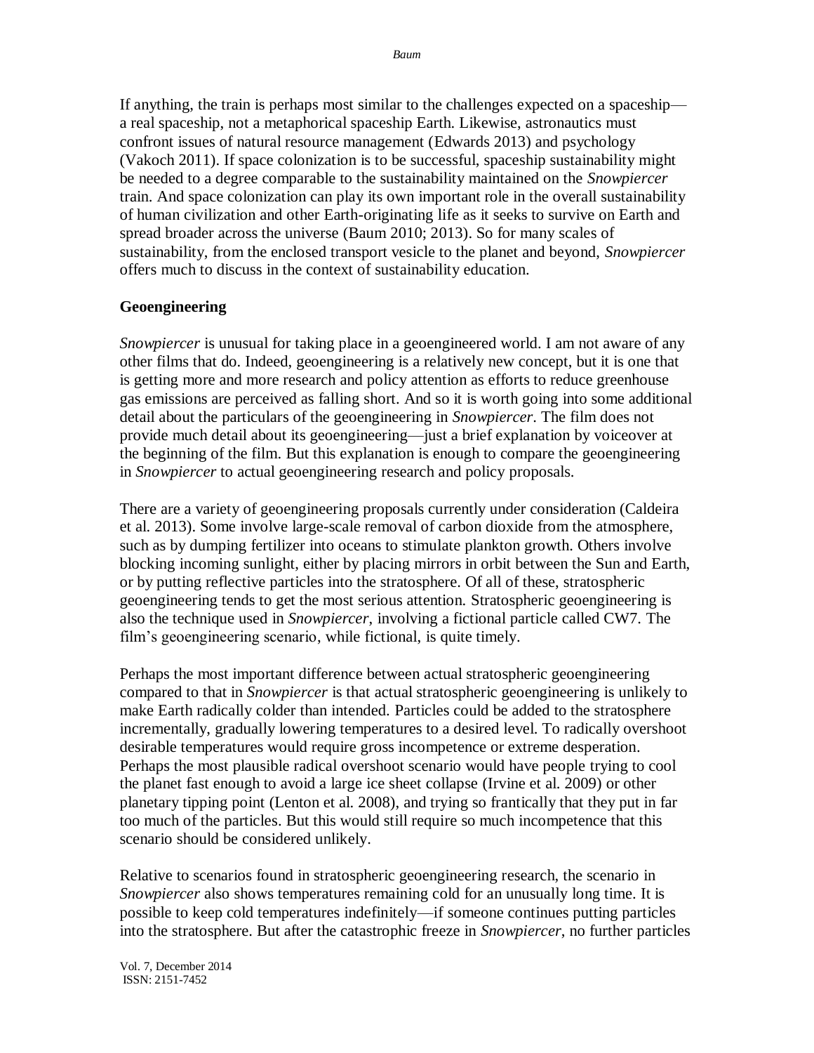If anything, the train is perhaps most similar to the challenges expected on a spaceship—a real spaceship, not a metaphorical spaceship Earth. Likewise, astronautics must confront issues of natural resource management (Edwards 2013) and psychology (Vakoch 2011). If space colonization is to be successful, spaceship sustainability might be needed to a degree comparable to the sustainability maintained on the *Snowpiercer* train. And space colonization can play its own important role in the overall sustainability of human civilization and other Earth-originating life as it seeks to survive on Earth and spread broader across the universe (Baum 2010; 2013). So for many scales of sustainability, from the enclosed transport vesicle to the planet and beyond, *Snowpiercer* offers much to discuss in the context of sustainability education.

**Geoengineering**

*Snowpiercer* is unusual for taking place in a geoengineered world. I am not aware of any other films that do. Indeed, geoengineering is a relatively new concept, but it is one that is getting more and more research and policy attention as efforts to reduce greenhouse gas emissions are perceived as falling short. And so it is worth going into some additional detail about the particulars of the geoengineering in *Snowpiercer*. The film does not provide much detail about its geoengineering—just a brief explanation by voiceover at the beginning of the film. But this explanation is enough to compare the geoengineering in *Snowpiercer* to actual geoengineering research and policy proposals.

There are a variety of geoengineering proposals currently under consideration (Caldeira et al. 2013). Some involve large-scale removal of carbon dioxide from the atmosphere, such as by dumping fertilizer into oceans to stimulate plankton growth. Others involve blocking incoming sunlight, either by placing mirrors in orbit between the Sun and Earth, or by putting reflective particles into the stratosphere. Of all of these, stratospheric geoengineering tends to get the most serious attention. Stratospheric geoengineering is also the technique used in *Snowpiercer*, involving a fictional particle called CW7. The film's geoengineering scenario, while fictional, is quite timely.

Perhaps the most important difference between actual stratospheric geoengineering compared to that in *Snowpiercer* is that actual stratospheric geoengineering is unlikely to make Earth radically colder than intended. Particles could be added to the stratosphere incrementally, gradually lowering temperatures to a desired level. To radically overshoot desirable temperatures would require gross incompetence or extreme desperation. Perhaps the most plausible radical overshoot scenario would have people trying to cool the planet fast enough to avoid a large ice sheet collapse (Irvine et al. 2009) or other planetary tipping point (Lenton et al. 2008), and trying so frantically that they put in far too much of the particles. But this would still require so much incompetence that this scenario should be considered unlikely.

Relative to scenarios found in stratospheric geoengineering research, the scenario in *Snowpiercer* also shows temperatures remaining cold for an unusually long time. It is possible to keep cold temperatures indefinitely—if someone continues putting particles into the stratosphere. But after the catastrophic freeze in *Snowpiercer*, no further particles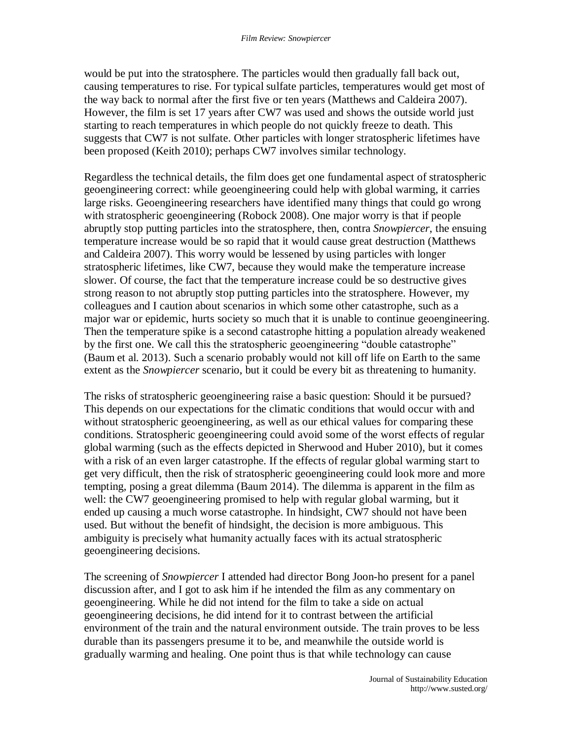would be put into the stratosphere. The particles would then gradually fall back out, causing temperatures to rise. For typical sulfate particles, temperatures would get most of the way back to normal after the first five or ten years (Matthews and Caldeira 2007). However, the film is set 17 years after CW7 was used and shows the outside world just starting to reach temperatures in which people do not quickly freeze to death. This suggests that CW7 is not sulfate. Other particles with longer stratospheric lifetimes have been proposed (Keith 2010); perhaps CW7 involves similar technology.

Regardless the technical details, the film does get one fundamental aspect of stratospheric geoengineering correct: while geoengineering could help with global warming, it carries large risks. Geoengineering researchers have identified many things that could go wrong with stratospheric geoengineering (Robock 2008). One major worry is that if people abruptly stop putting particles into the stratosphere, then, contra *Snowpiercer*, the ensuing temperature increase would be so rapid that it would cause great destruction (Matthews and Caldeira 2007). This worry would be lessened by using particles with longer stratospheric lifetimes, like CW7, because they would make the temperature increase slower. Of course, the fact that the temperature increase could be so destructive gives strong reason to not abruptly stop putting particles into the stratosphere. However, my colleagues and I caution about scenarios in which some other catastrophe, such as a major war or epidemic, hurts society so much that it is unable to continue geoengineering. Then the temperature spike is a second catastrophe hitting a population already weakened by the first one. We call this the stratospheric geoengineering "double catastrophe" (Baum et al. 2013). Such a scenario probably would not kill off life on Earth to the same extent as the *Snowpiercer* scenario, but it could be every bit as threatening to humanity.

The risks of stratospheric geoengineering raise a basic question: Should it be pursued? This depends on our expectations for the climatic conditions that would occur with and without stratospheric geoengineering, as well as our ethical values for comparing these conditions. Stratospheric geoengineering could avoid some of the worst effects of regular global warming (such as the effects depicted in Sherwood and Huber 2010), but it comes with a risk of an even larger catastrophe. If the effects of regular global warming start to get very difficult, then the risk of stratospheric geoengineering could look more and more tempting, posing a great dilemma (Baum 2014). The dilemma is apparent in the film as well: the CW7 geoengineering promised to help with regular global warming, but it ended up causing a much worse catastrophe. In hindsight, CW7 should not have been used. But without the benefit of hindsight, the decision is more ambiguous. This ambiguity is precisely what humanity actually faces with its actual stratospheric geoengineering decisions.

The screening of *Snowpiercer* I attended had director Bong Joon-ho present for a panel discussion after, and I got to ask him if he intended the film as any commentary on geoengineering. While he did not intend for the film to take a side on actual geoengineering decisions, he did intend for it to contrast between the artificial environment of the train and the natural environment outside. The train proves to be less durable than its passengers presume it to be, and meanwhile the outside world is gradually warming and healing. One point thus is that while technology can cause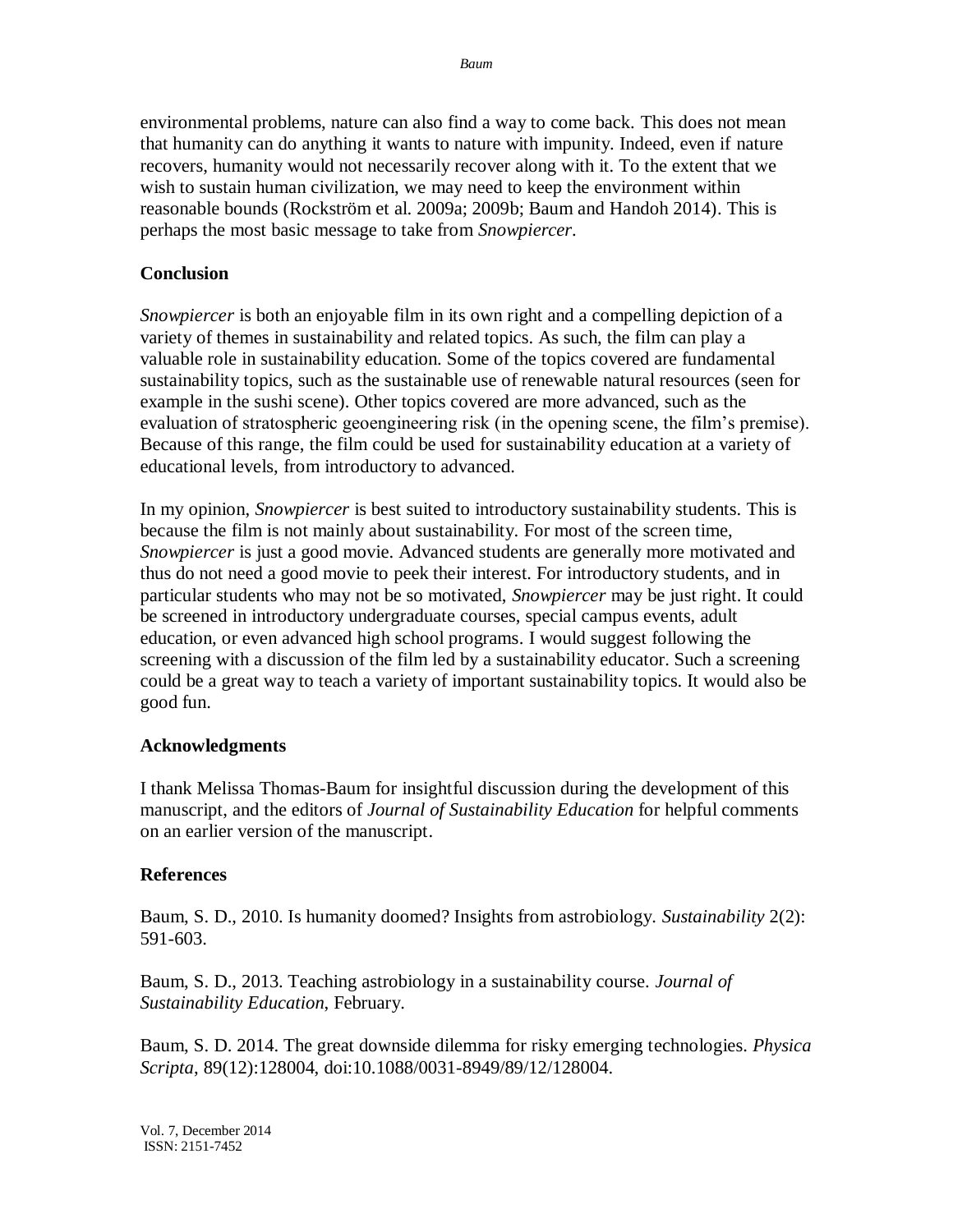environmental problems, nature can also find a way to come back. This does not mean that humanity can do anything it wants to nature with impunity. Indeed, even if nature recovers, humanity would not necessarily recover along with it. To the extent that we wish to sustain human civilization, we may need to keep the environment within reasonable bounds (Rockström et al. 2009a; 2009b; Baum and Handoh 2014). This is perhaps the most basic message to take from *Snowpiercer*.

## Conclusion

*Snowpiercer* is both an enjoyable film in its own right and a compelling depiction of a variety of themes in sustainability and related topics. As such, the film can play a valuable role in sustainability education. Some of the topics covered are fundamental sustainability topics, such as the sustainable use of renewable natural resources (seen for example in the sushi scene). Other topics covered are more advanced, such as the evaluation of stratospheric geoengineering risk (in the opening scene, the film's premise). Because of this range, the film could be used for sustainability education at a variety of educational levels, from introductory to advanced.

In my opinion, *Snowpiercer* is best suited to introductory sustainability students. This is because the film is not mainly about sustainability. For most of the screen time, *Snowpiercer* is just a good movie. Advanced students are generally more motivated and thus do not need a good movie to peek their interest. For introductory students, and in particular students who may not be so motivated, *Snowpiercer* may be just right. It could be screened in introductory undergraduate courses, special campus events, adult education, or even advanced high school programs. I would suggest following the screening with a discussion of the film led by a sustainability educator. Such a screening could be a great way to teach a variety of important sustainability topics. It would also be good fun.

## Acknowledgments

I thank Melissa Thomas-Baum for insightful discussion during the development of this manuscript, and the editors of *Journal of Sustainability Education* for helpful comments on an earlier version of the manuscript.

## References

Baum, S. D., 2010. Is humanity doomed? Insights from astrobiology. *Sustainability* 2(2): 591-603.

Baum, S. D., 2013. Teaching astrobiology in a sustainability course. *Journal of Sustainability Education*, February.

Baum, S. D. 2014. The great downside dilemma for risky emerging technologies. *Physica Scripta*, 89(12):128004, doi:10.1088/0031-8949/89/12/128004.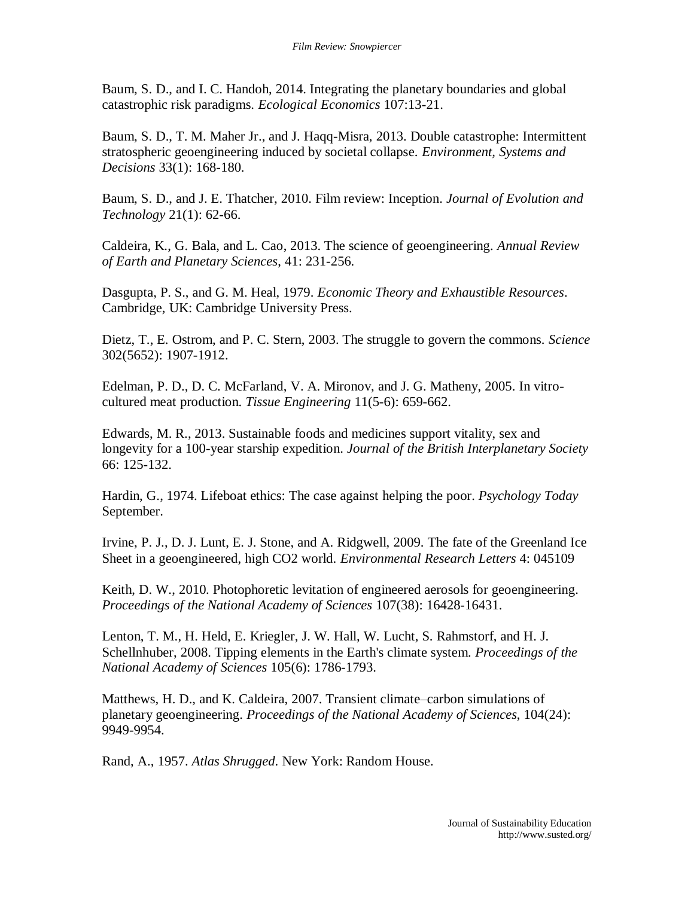Baum, S. D., and I. C. Handoh, 2014. Integrating the planetary boundaries and global catastrophic risk paradigms. *Ecological Economics* 107:13-21.

Baum, S. D., T. M. Maher Jr., and J. Haqq-Misra, 2013. Double catastrophe: Intermittent stratospheric geoengineering induced by societal collapse. *Environment, Systems and Decisions* 33(1): 168-180.

Baum, S. D., and J. E. Thatcher, 2010. Film review: Inception. *Journal of Evolution and Technology* 21(1): 62-66.

Caldeira, K., G. Bala, and L. Cao, 2013. The science of geoengineering. *Annual Review of Earth and Planetary Sciences*, 41: 231-256.

Dasgupta, P. S., and G. M. Heal, 1979. *Economic Theory and Exhaustible Resources*. Cambridge, UK: Cambridge University Press.

Dietz, T., E. Ostrom, and P. C. Stern, 2003. The struggle to govern the commons. *Science* 302(5652): 1907-1912.

Edelman, P. D., D. C. McFarland, V. A. Mironov, and J. G. Matheny, 2005. In vitro-cultured meat production. *Tissue Engineering* 11(5-6): 659-662.

Edwards, M. R., 2013. Sustainable foods and medicines support vitality, sex and longevity for a 100-year starship expedition. *Journal of the British Interplanetary Society* 66: 125-132.

Hardin, G., 1974. Lifeboat ethics: The case against helping the poor. *Psychology Today* September.

Irvine, P. J., D. J. Lunt, E. J. Stone, and A. Ridgwell, 2009. The fate of the Greenland Ice Sheet in a geoengineered, high CO2 world. *Environmental Research Letters* 4: 045109

Keith, D. W., 2010. Photophoretic levitation of engineered aerosols for geoengineering. *Proceedings of the National Academy of Sciences* 107(38): 16428-16431.

Lenton, T. M., H. Held, E. Kriegler, J. W. Hall, W. Lucht, S. Rahmstorf, and H. J. Schellnhuber, 2008. Tipping elements in the Earth's climate system. *Proceedings of the National Academy of Sciences* 105(6): 1786-1793.

Matthews, H. D., and K. Caldeira, 2007. Transient climate–carbon simulations of planetary geoengineering. *Proceedings of the National Academy of Sciences*, 104(24): 9949-9954.

Rand, A., 1957. *Atlas Shrugged*. New York: Random House.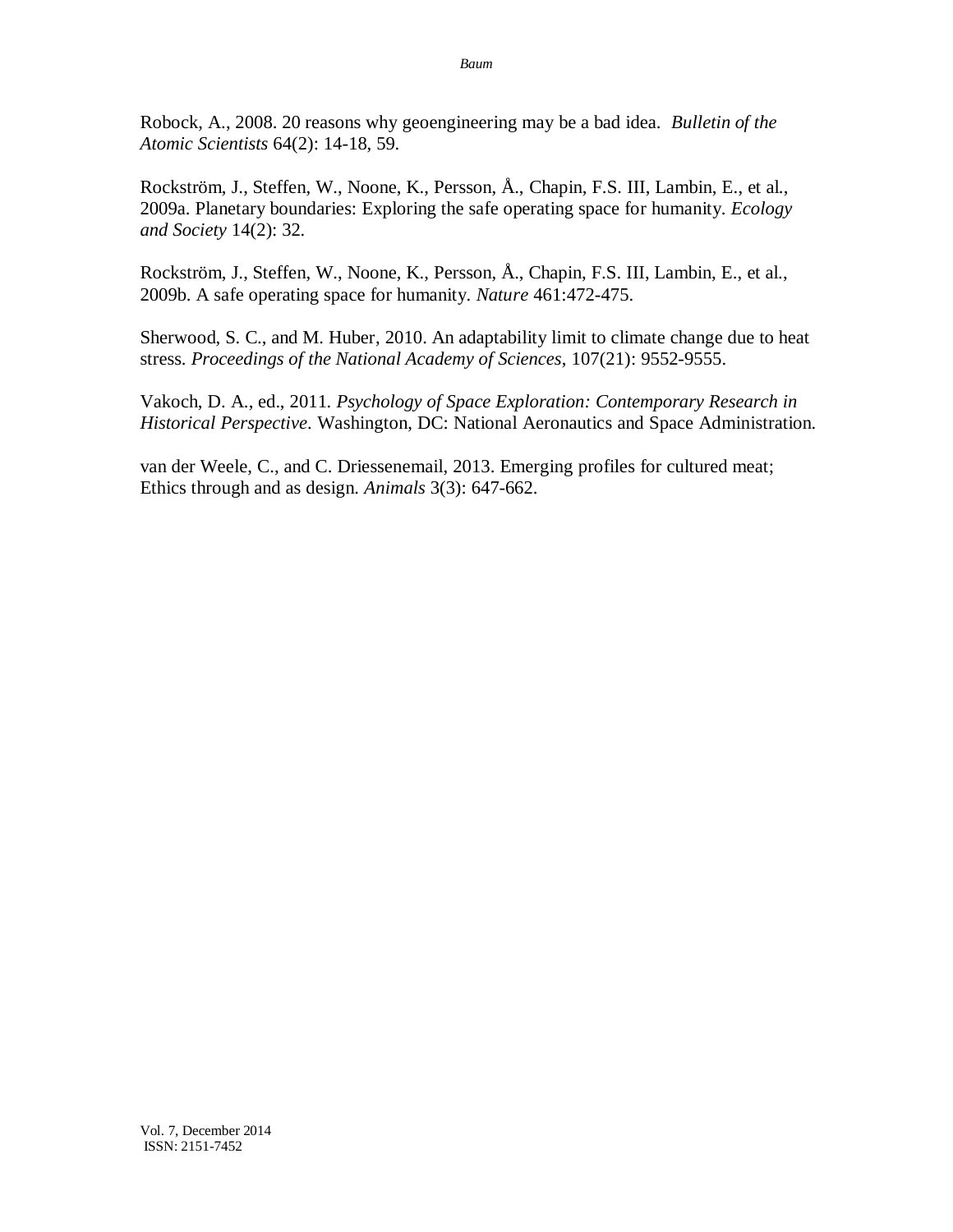Robock, A., 2008. 20 reasons why geoengineering may be a bad idea. *Bulletin of the Atomic Scientists* 64(2): 14-18, 59.

Rockström, J., Steffen, W., Noone, K., Persson, Å., Chapin, F.S. III, Lambin, E., et al., 2009a. Planetary boundaries: Exploring the safe operating space for humanity. *Ecology and Society* 14(2): 32.

Rockström, J., Steffen, W., Noone, K., Persson, Å., Chapin, F.S. III, Lambin, E., et al., 2009b. A safe operating space for humanity. *Nature* 461:472-475.

Sherwood, S. C., and M. Huber, 2010. An adaptability limit to climate change due to heat stress. *Proceedings of the National Academy of Sciences*, 107(21): 9552-9555.

Vakoch, D. A., ed., 2011. *Psychology of Space Exploration: Contemporary Research in Historical Perspective*. Washington, DC: National Aeronautics and Space Administration.

van der Weele, C., and C. Driessenemail, 2013. Emerging profiles for cultured meat; Ethics through and as design. *Animals* 3(3): 647-662.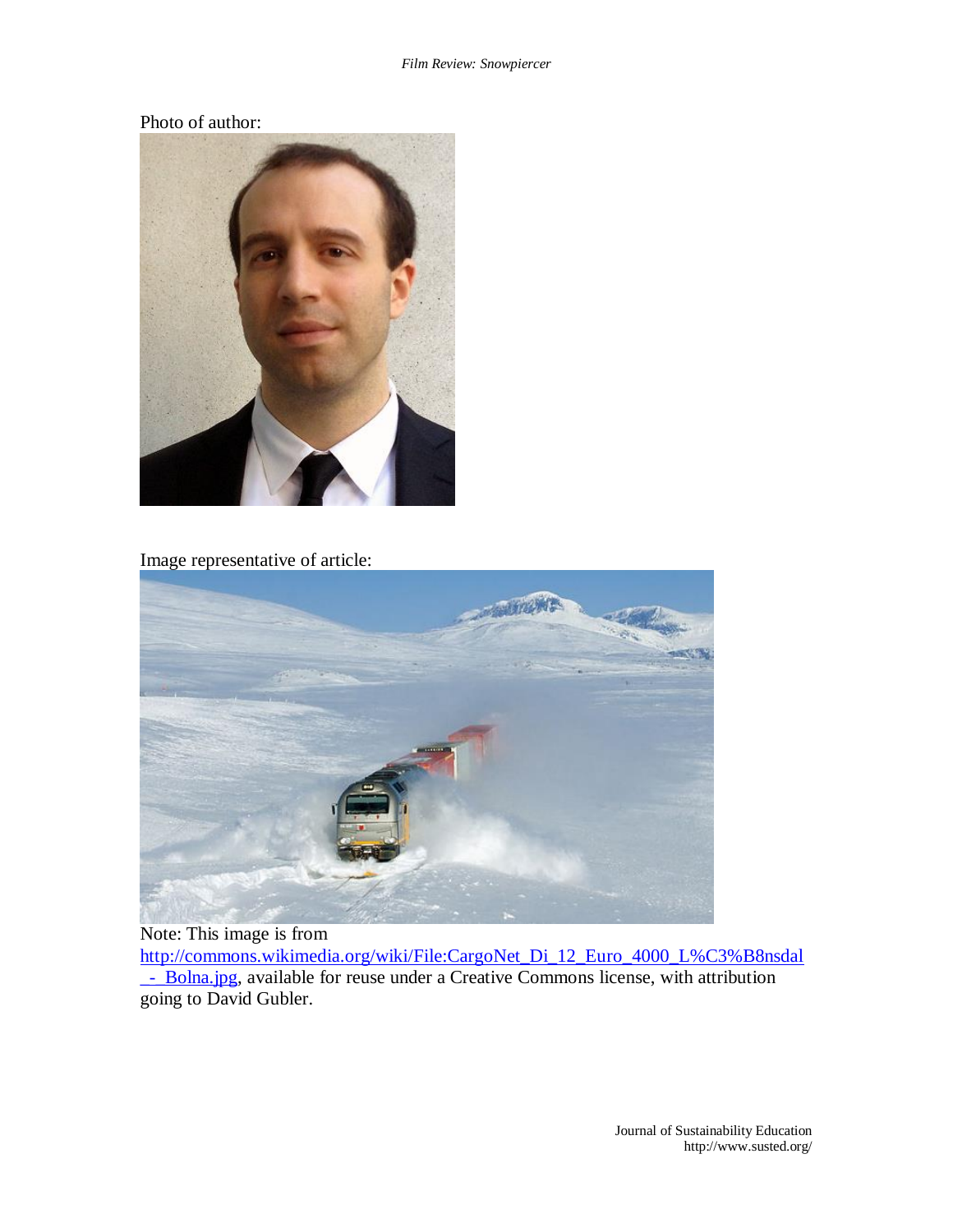Photo of author:

Image representative of article:

Note: This image is from http://commons.wikimedia.org/wiki/File:CargoNet_Di_12_Euro_4000_L%C3%B8nsdal_-_Bolna.jpg, available for reuse under a Creative Commons license, with attribution going to David Gubler.